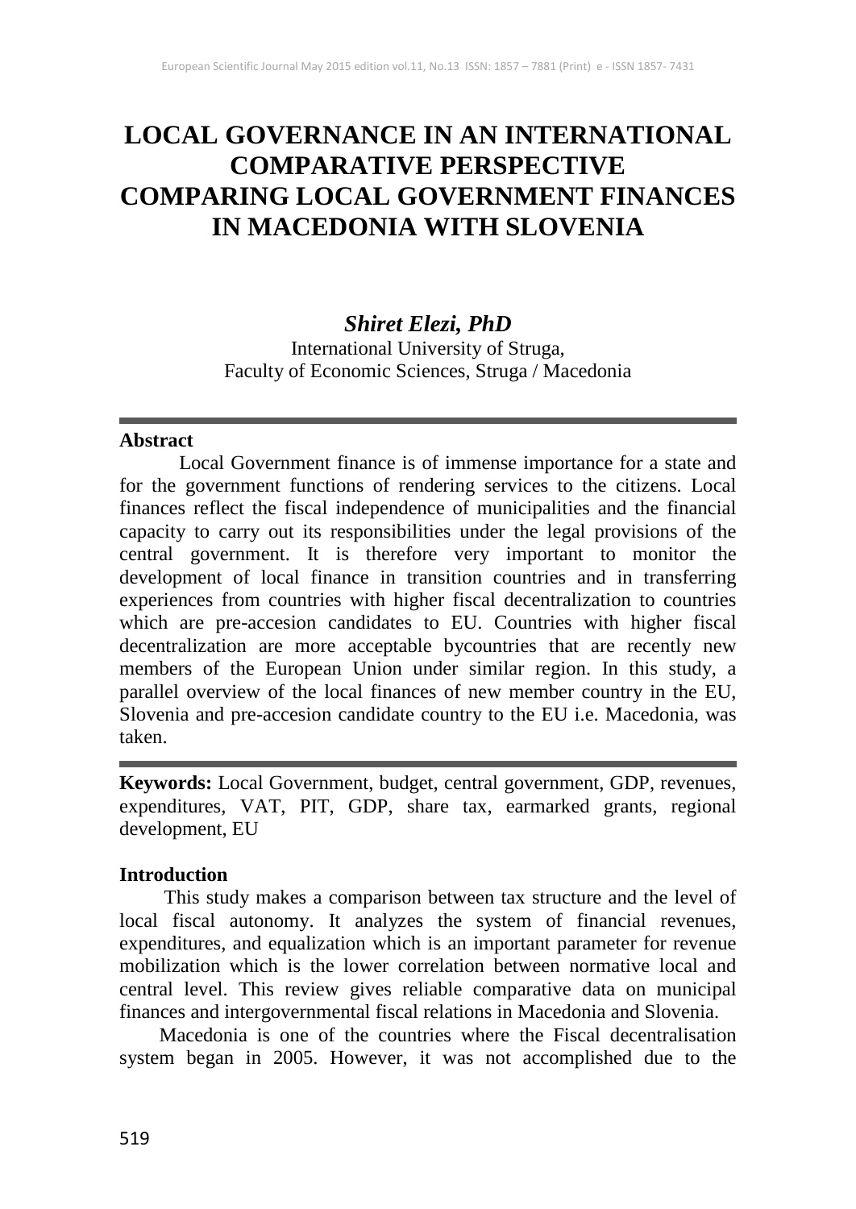# LOCAL GOVERNANCE IN AN INTERNATIONAL COMPARATIVE PERSPECTIVE COMPARING LOCAL GOVERNMENT FINANCES IN MACEDONIA WITH SLOVENIA

***Shiret Elezi, PhD***

International University of Struga,
Faculty of Economic Sciences, Struga / Macedonia

---

**Abstract**

Local Government finance is of immense importance for a state and for the government functions of rendering services to the citizens. Local finances reflect the fiscal independence of municipalities and the financial capacity to carry out its responsibilities under the legal provisions of the central government. It is therefore very important to monitor the development of local finance in transition countries and in transferring experiences from countries with higher fiscal decentralization to countries which are pre-accesion candidates to EU. Countries with higher fiscal decentralization are more acceptable bycountries that are recently new members of the European Union under similar region. In this study, a parallel overview of the local finances of new member country in the EU, Slovenia and pre-accesion candidate country to the EU i.e. Macedonia, was taken.

---

**Keywords:** Local Government, budget, central government, GDP, revenues, expenditures, VAT, PIT, GDP, share tax, earmarked grants, regional development, EU

**Introduction**

This study makes a comparison between tax structure and the level of local fiscal autonomy. It analyzes the system of financial revenues, expenditures, and equalization which is an important parameter for revenue mobilization which is the lower correlation between normative local and central level. This review gives reliable comparative data on municipal finances and intergovernmental fiscal relations in Macedonia and Slovenia.

Macedonia is one of the countries where the Fiscal decentralisation system began in 2005. However, it was not accomplished due to the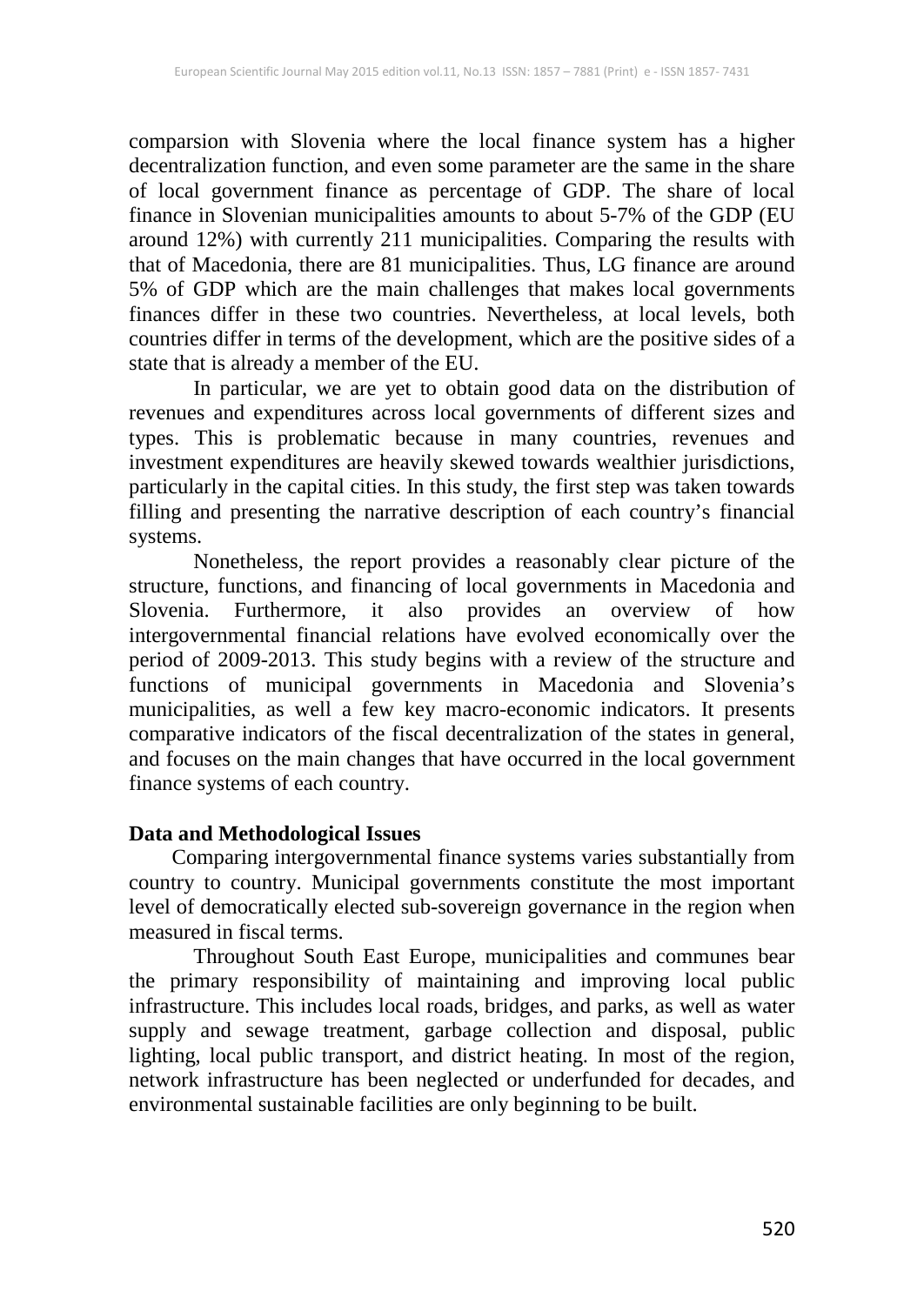comparsion with Slovenia where the local finance system has a higher decentralization function, and even some parameter are the same in the share of local government finance as percentage of GDP. The share of local finance in Slovenian municipalities amounts to about 5-7% of the GDP (EU around 12%) with currently 211 municipalities. Comparing the results with that of Macedonia, there are 81 municipalities. Thus, LG finance are around 5% of GDP which are the main challenges that makes local governments finances differ in these two countries. Nevertheless, at local levels, both countries differ in terms of the development, which are the positive sides of a state that is already a member of the EU.

In particular, we are yet to obtain good data on the distribution of revenues and expenditures across local governments of different sizes and types. This is problematic because in many countries, revenues and investment expenditures are heavily skewed towards wealthier jurisdictions, particularly in the capital cities. In this study, the first step was taken towards filling and presenting the narrative description of each country's financial systems.

Nonetheless, the report provides a reasonably clear picture of the structure, functions, and financing of local governments in Macedonia and Slovenia. Furthermore, it also provides an overview of how intergovernmental financial relations have evolved economically over the period of 2009-2013. This study begins with a review of the structure and functions of municipal governments in Macedonia and Slovenia's municipalities, as well a few key macro-economic indicators. It presents comparative indicators of the fiscal decentralization of the states in general, and focuses on the main changes that have occurred in the local government finance systems of each country.

**Data and Methodological Issues**

Comparing intergovernmental finance systems varies substantially from country to country. Municipal governments constitute the most important level of democratically elected sub-sovereign governance in the region when measured in fiscal terms.

Throughout South East Europe, municipalities and communes bear the primary responsibility of maintaining and improving local public infrastructure. This includes local roads, bridges, and parks, as well as water supply and sewage treatment, garbage collection and disposal, public lighting, local public transport, and district heating. In most of the region, network infrastructure has been neglected or underfunded for decades, and environmental sustainable facilities are only beginning to be built.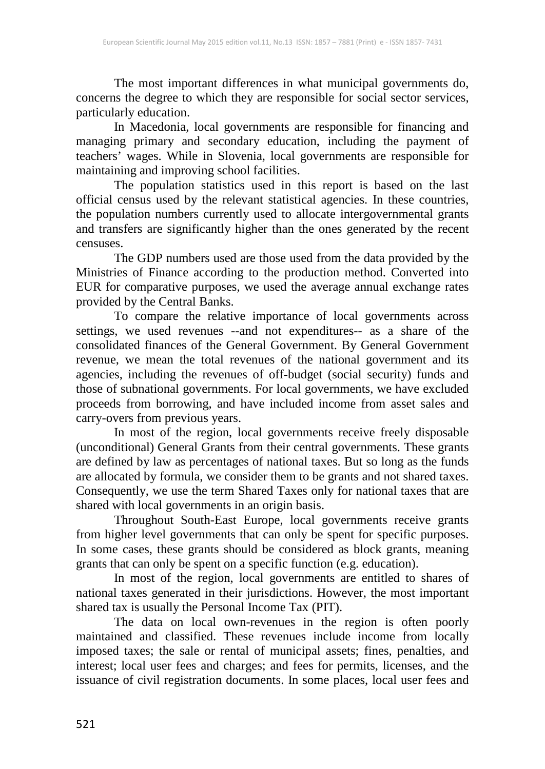The most important differences in what municipal governments do, concerns the degree to which they are responsible for social sector services, particularly education.

In Macedonia, local governments are responsible for financing and managing primary and secondary education, including the payment of teachers' wages. While in Slovenia, local governments are responsible for maintaining and improving school facilities.

The population statistics used in this report is based on the last official census used by the relevant statistical agencies. In these countries, the population numbers currently used to allocate intergovernmental grants and transfers are significantly higher than the ones generated by the recent censuses.

The GDP numbers used are those used from the data provided by the Ministries of Finance according to the production method. Converted into EUR for comparative purposes, we used the average annual exchange rates provided by the Central Banks.

To compare the relative importance of local governments across settings, we used revenues --and not expenditures-- as a share of the consolidated finances of the General Government. By General Government revenue, we mean the total revenues of the national government and its agencies, including the revenues of off-budget (social security) funds and those of subnational governments. For local governments, we have excluded proceeds from borrowing, and have included income from asset sales and carry-overs from previous years.

In most of the region, local governments receive freely disposable (unconditional) General Grants from their central governments. These grants are defined by law as percentages of national taxes. But so long as the funds are allocated by formula, we consider them to be grants and not shared taxes. Consequently, we use the term Shared Taxes only for national taxes that are shared with local governments in an origin basis.

Throughout South-East Europe, local governments receive grants from higher level governments that can only be spent for specific purposes. In some cases, these grants should be considered as block grants, meaning grants that can only be spent on a specific function (e.g. education).

In most of the region, local governments are entitled to shares of national taxes generated in their jurisdictions. However, the most important shared tax is usually the Personal Income Tax (PIT).

The data on local own-revenues in the region is often poorly maintained and classified. These revenues include income from locally imposed taxes; the sale or rental of municipal assets; fines, penalties, and interest; local user fees and charges; and fees for permits, licenses, and the issuance of civil registration documents. In some places, local user fees and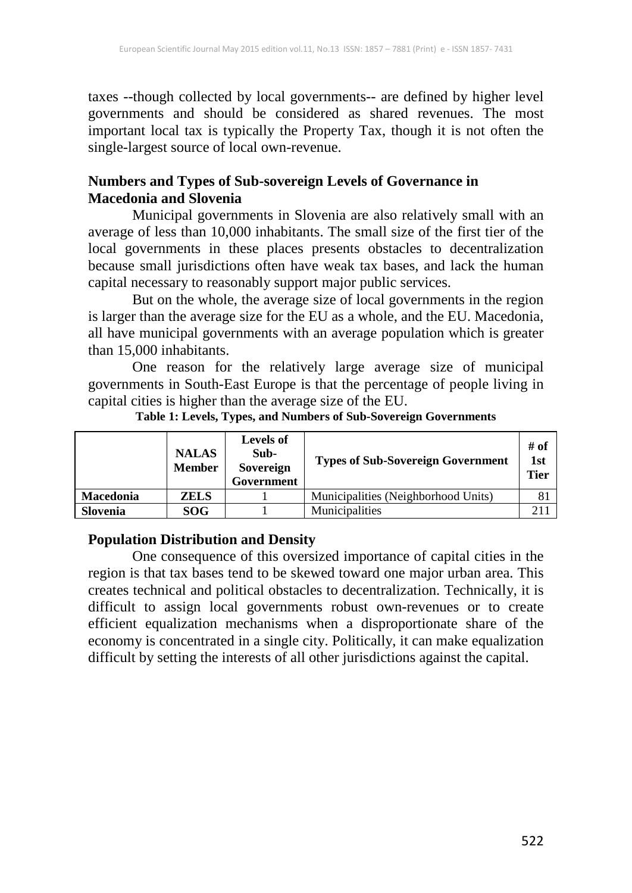taxes --though collected by local governments-- are defined by higher level governments and should be considered as shared revenues. The most important local tax is typically the Property Tax, though it is not often the single-largest source of local own-revenue.

## Numbers and Types of Sub-sovereign Levels of Governance in Macedonia and Slovenia

Municipal governments in Slovenia are also relatively small with an average of less than 10,000 inhabitants. The small size of the first tier of the local governments in these places presents obstacles to decentralization because small jurisdictions often have weak tax bases, and lack the human capital necessary to reasonably support major public services.

But on the whole, the average size of local governments in the region is larger than the average size for the EU as a whole, and the EU. Macedonia, all have municipal governments with an average population which is greater than 15,000 inhabitants.

One reason for the relatively large average size of municipal governments in South-East Europe is that the percentage of people living in capital cities is higher than the average size of the EU.

**Table 1: Levels, Types, and Numbers of Sub-Sovereign Governments**

| | NALAS Member | Levels of Sub-Sovereign Government | Types of Sub-Sovereign Government | # of 1st Tier |
|---|---|---|---|---|
| **Macedonia** | **ZELS** | 1 | Municipalities (Neighborhood Units) | 81 |
| **Slovenia** | **SOG** | 1 | Municipalities | 211 |

## Population Distribution and Density

One consequence of this oversized importance of capital cities in the region is that tax bases tend to be skewed toward one major urban area. This creates technical and political obstacles to decentralization. Technically, it is difficult to assign local governments robust own-revenues or to create efficient equalization mechanisms when a disproportionate share of the economy is concentrated in a single city. Politically, it can make equalization difficult by setting the interests of all other jurisdictions against the capital.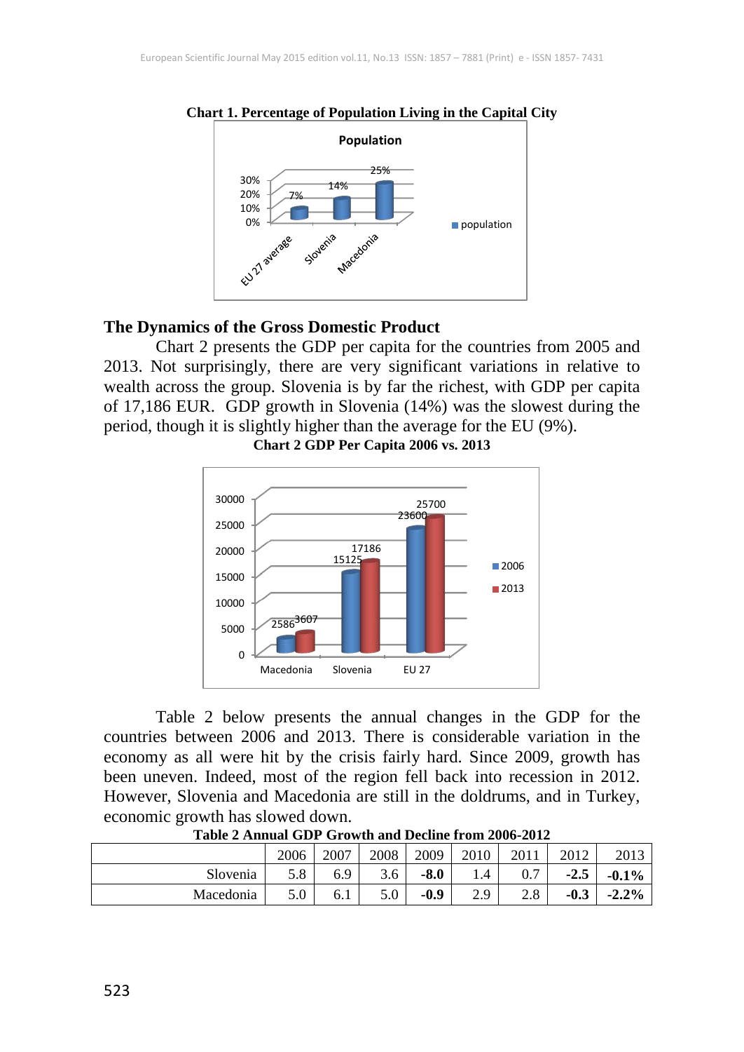**Chart 1. Percentage of Population Living in the Capital City**

## The Dynamics of the Gross Domestic Product

Chart 2 presents the GDP per capita for the countries from 2005 and 2013. Not surprisingly, there are very significant variations in relative to wealth across the group. Slovenia is by far the richest, with GDP per capita of 17,186 EUR. GDP growth in Slovenia (14%) was the slowest during the period, though it is slightly higher than the average for the EU (9%).

**Chart 2 GDP Per Capita 2006 vs. 2013**

Table 2 below presents the annual changes in the GDP for the countries between 2006 and 2013. There is considerable variation in the economy as all were hit by the crisis fairly hard. Since 2009, growth has been uneven. Indeed, most of the region fell back into recession in 2012. However, Slovenia and Macedonia are still in the doldrums, and in Turkey, economic growth has slowed down.

**Table 2 Annual GDP Growth and Decline from 2006-2012**

| | 2006 | 2007 | 2008 | 2009 | 2010 | 2011 | 2012 | 2013 |
|---|---|---|---|---|---|---|---|---|
| Slovenia | 5.8 | 6.9 | 3.6 | **-8.0** | 1.4 | 0.7 | **-2.5** | **-0.1%** |
| Macedonia | 5.0 | 6.1 | 5.0 | **-0.9** | 2.9 | 2.8 | **-0.3** | **-2.2%** |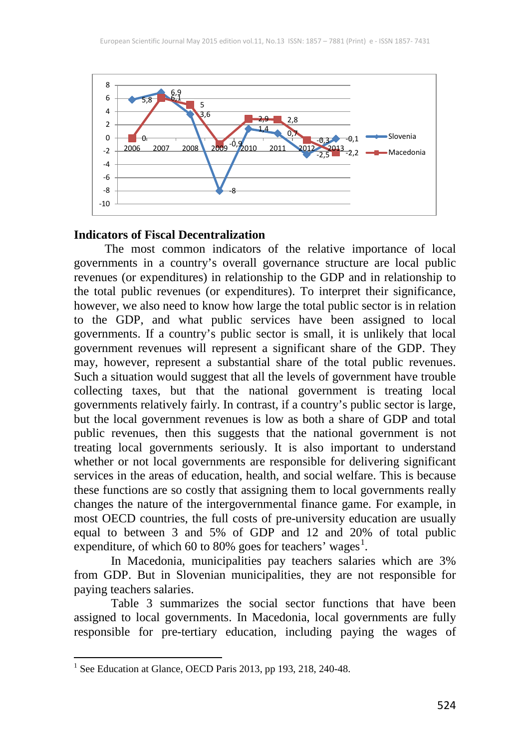## Indicators of Fiscal Decentralization

The most common indicators of the relative importance of local governments in a country's overall governance structure are local public revenues (or expenditures) in relationship to the GDP and in relationship to the total public revenues (or expenditures). To interpret their significance, however, we also need to know how large the total public sector is in relation to the GDP, and what public services have been assigned to local governments. If a country's public sector is small, it is unlikely that local government revenues will represent a significant share of the GDP. They may, however, represent a substantial share of the total public revenues. Such a situation would suggest that all the levels of government have trouble collecting taxes, but that the national government is treating local governments relatively fairly. In contrast, if a country's public sector is large, but the local government revenues is low as both a share of GDP and total public revenues, then this suggests that the national government is not treating local governments seriously. It is also important to understand whether or not local governments are responsible for delivering significant services in the areas of education, health, and social welfare. This is because these functions are so costly that assigning them to local governments really changes the nature of the intergovernmental finance game. For example, in most OECD countries, the full costs of pre-university education are usually equal to between 3 and 5% of GDP and 12 and 20% of total public expenditure, of which 60 to 80% goes for teachers' wages[1].

In Macedonia, municipalities pay teachers salaries which are 3% from GDP. But in Slovenian municipalities, they are not responsible for paying teachers salaries.

Table 3 summarizes the social sector functions that have been assigned to local governments. In Macedonia, local governments are fully responsible for pre-tertiary education, including paying the wages of

---

[1] See Education at Glance, OECD Paris 2013, pp 193, 218, 240-48.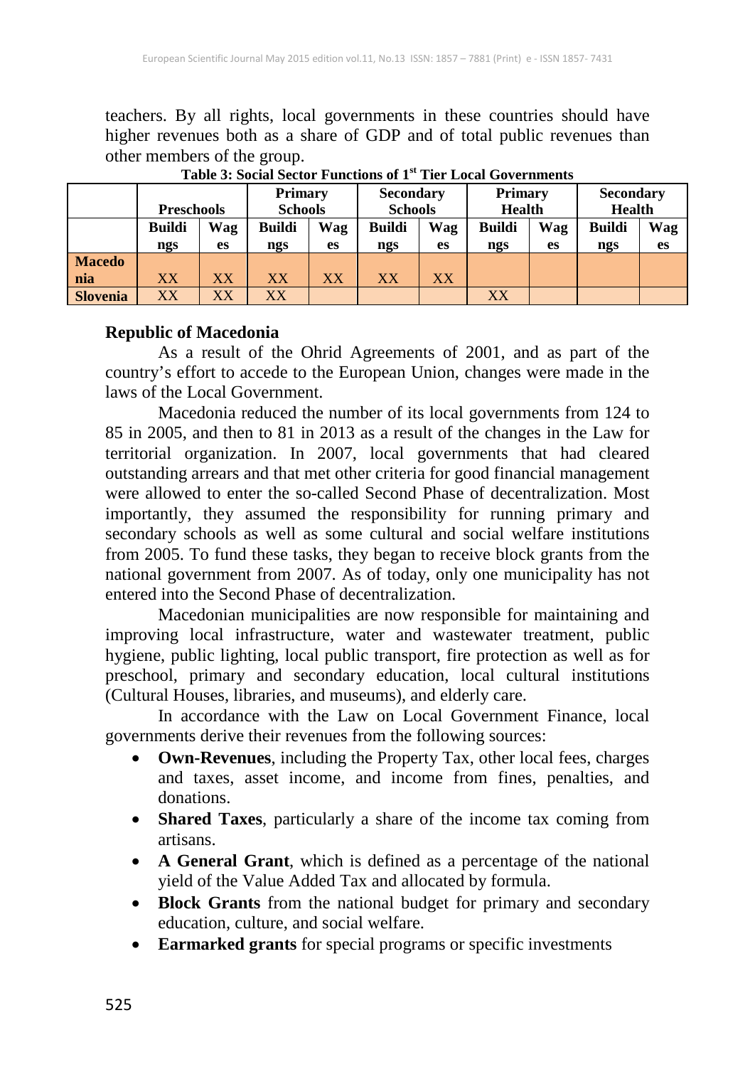teachers. By all rights, local governments in these countries should have higher revenues both as a share of GDP and of total public revenues than other members of the group.

**Table 3: Social Sector Functions of 1st Tier Local Governments**

| | Preschools | | Primary Schools | | Secondary Schools | | Primary Health | | Secondary Health | |
|---|---|---|---|---|---|---|---|---|---|---|
| | Buildings | Wages | Buildings | Wages | Buildings | Wages | Buildings | Wages | Buildings | Wages |
| **Macedonia** | XX | XX | XX | XX | XX | XX | | | | |
| **Slovenia** | XX | XX | XX | | | | XX | | | |

**Republic of Macedonia**

As a result of the Ohrid Agreements of 2001, and as part of the country's effort to accede to the European Union, changes were made in the laws of the Local Government.

Macedonia reduced the number of its local governments from 124 to 85 in 2005, and then to 81 in 2013 as a result of the changes in the Law for territorial organization. In 2007, local governments that had cleared outstanding arrears and that met other criteria for good financial management were allowed to enter the so-called Second Phase of decentralization. Most importantly, they assumed the responsibility for running primary and secondary schools as well as some cultural and social welfare institutions from 2005. To fund these tasks, they began to receive block grants from the national government from 2007. As of today, only one municipality has not entered into the Second Phase of decentralization.

Macedonian municipalities are now responsible for maintaining and improving local infrastructure, water and wastewater treatment, public hygiene, public lighting, local public transport, fire protection as well as for preschool, primary and secondary education, local cultural institutions (Cultural Houses, libraries, and museums), and elderly care.

In accordance with the Law on Local Government Finance, local governments derive their revenues from the following sources:

- **Own-Revenues**, including the Property Tax, other local fees, charges and taxes, asset income, and income from fines, penalties, and donations.
- **Shared Taxes**, particularly a share of the income tax coming from artisans.
- **A General Grant**, which is defined as a percentage of the national yield of the Value Added Tax and allocated by formula.
- **Block Grants** from the national budget for primary and secondary education, culture, and social welfare.
- **Earmarked grants** for special programs or specific investments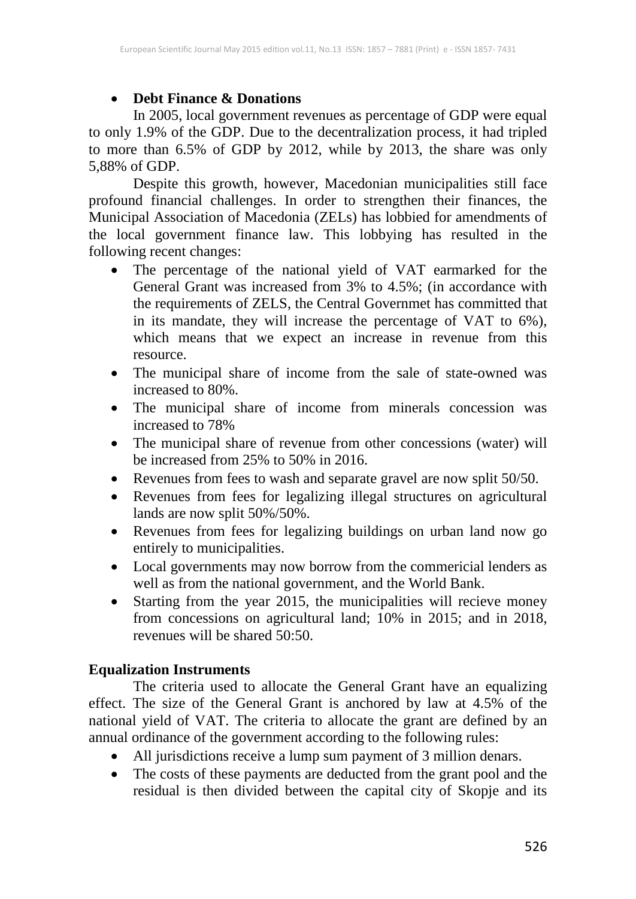- **Debt Finance & Donations**

In 2005, local government revenues as percentage of GDP were equal to only 1.9% of the GDP. Due to the decentralization process, it had tripled to more than 6.5% of GDP by 2012, while by 2013, the share was only 5,88% of GDP.

Despite this growth, however, Macedonian municipalities still face profound financial challenges. In order to strengthen their finances, the Municipal Association of Macedonia (ZELs) has lobbied for amendments of the local government finance law. This lobbying has resulted in the following recent changes:

- The percentage of the national yield of VAT earmarked for the General Grant was increased from 3% to 4.5%; (in accordance with the requirements of ZELS, the Central Governmet has committed that in its mandate, they will increase the percentage of VAT to 6%), which means that we expect an increase in revenue from this resource.
- The municipal share of income from the sale of state-owned was increased to 80%.
- The municipal share of income from minerals concession was increased to 78%
- The municipal share of revenue from other concessions (water) will be increased from 25% to 50% in 2016.
- Revenues from fees to wash and separate gravel are now split 50/50.
- Revenues from fees for legalizing illegal structures on agricultural lands are now split 50%/50%.
- Revenues from fees for legalizing buildings on urban land now go entirely to municipalities.
- Local governments may now borrow from the commericial lenders as well as from the national government, and the World Bank.
- Starting from the year 2015, the municipalities will recieve money from concessions on agricultural land; 10% in 2015; and in 2018, revenues will be shared 50:50.

**Equalization Instruments**

The criteria used to allocate the General Grant have an equalizing effect. The size of the General Grant is anchored by law at 4.5% of the national yield of VAT. The criteria to allocate the grant are defined by an annual ordinance of the government according to the following rules:

- All jurisdictions receive a lump sum payment of 3 million denars.
- The costs of these payments are deducted from the grant pool and the residual is then divided between the capital city of Skopje and its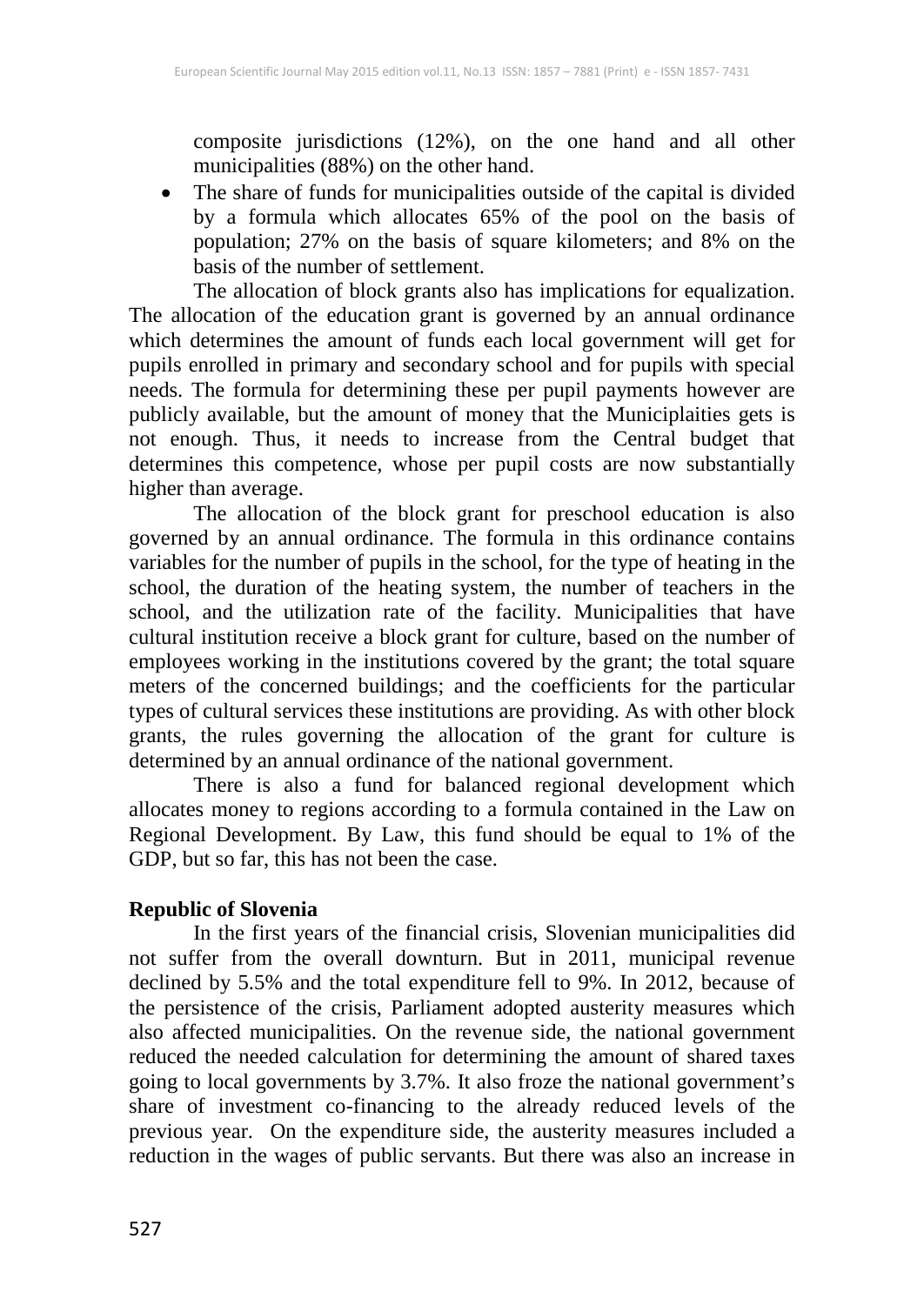composite jurisdictions (12%), on the one hand and all other municipalities (88%) on the other hand.

- The share of funds for municipalities outside of the capital is divided by a formula which allocates 65% of the pool on the basis of population; 27% on the basis of square kilometers; and 8% on the basis of the number of settlement.

The allocation of block grants also has implications for equalization. The allocation of the education grant is governed by an annual ordinance which determines the amount of funds each local government will get for pupils enrolled in primary and secondary school and for pupils with special needs. The formula for determining these per pupil payments however are publicly available, but the amount of money that the Municiplaities gets is not enough. Thus, it needs to increase from the Central budget that determines this competence, whose per pupil costs are now substantially higher than average.

The allocation of the block grant for preschool education is also governed by an annual ordinance. The formula in this ordinance contains variables for the number of pupils in the school, for the type of heating in the school, the duration of the heating system, the number of teachers in the school, and the utilization rate of the facility. Municipalities that have cultural institution receive a block grant for culture, based on the number of employees working in the institutions covered by the grant; the total square meters of the concerned buildings; and the coefficients for the particular types of cultural services these institutions are providing. As with other block grants, the rules governing the allocation of the grant for culture is determined by an annual ordinance of the national government.

There is also a fund for balanced regional development which allocates money to regions according to a formula contained in the Law on Regional Development. By Law, this fund should be equal to 1% of the GDP, but so far, this has not been the case.

**Republic of Slovenia**

In the first years of the financial crisis, Slovenian municipalities did not suffer from the overall downturn. But in 2011, municipal revenue declined by 5.5% and the total expenditure fell to 9%. In 2012, because of the persistence of the crisis, Parliament adopted austerity measures which also affected municipalities. On the revenue side, the national government reduced the needed calculation for determining the amount of shared taxes going to local governments by 3.7%. It also froze the national government's share of investment co-financing to the already reduced levels of the previous year. On the expenditure side, the austerity measures included a reduction in the wages of public servants. But there was also an increase in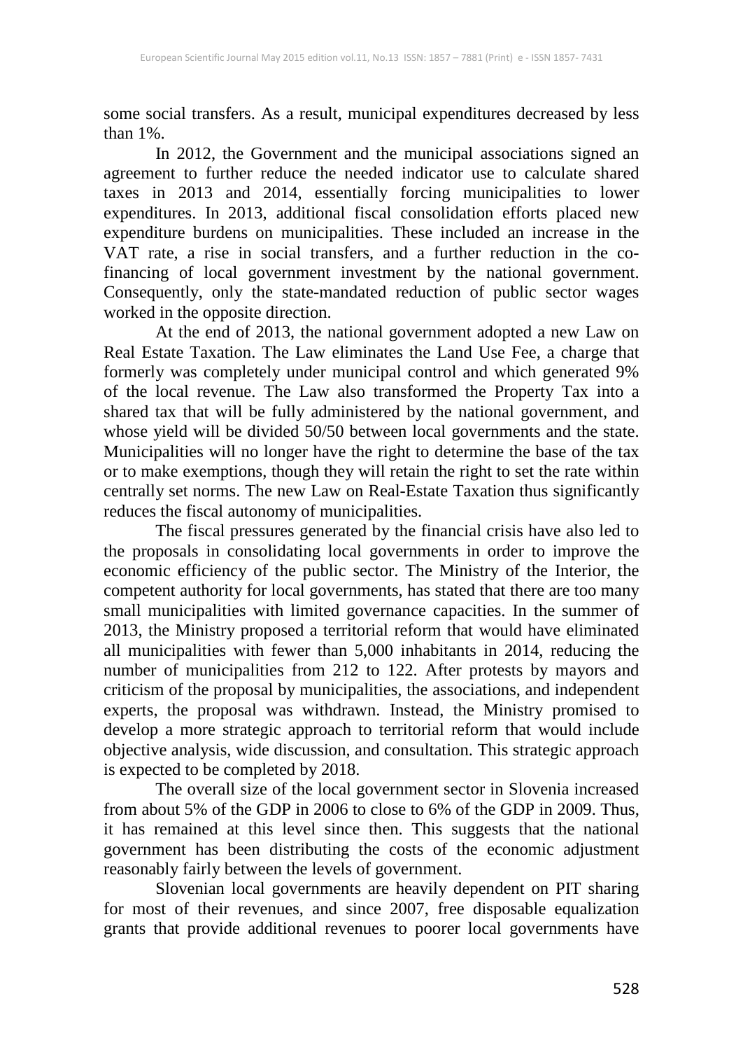some social transfers. As a result, municipal expenditures decreased by less than 1%.

In 2012, the Government and the municipal associations signed an agreement to further reduce the needed indicator use to calculate shared taxes in 2013 and 2014, essentially forcing municipalities to lower expenditures. In 2013, additional fiscal consolidation efforts placed new expenditure burdens on municipalities. These included an increase in the VAT rate, a rise in social transfers, and a further reduction in the co-financing of local government investment by the national government. Consequently, only the state-mandated reduction of public sector wages worked in the opposite direction.

At the end of 2013, the national government adopted a new Law on Real Estate Taxation. The Law eliminates the Land Use Fee, a charge that formerly was completely under municipal control and which generated 9% of the local revenue. The Law also transformed the Property Tax into a shared tax that will be fully administered by the national government, and whose yield will be divided 50/50 between local governments and the state. Municipalities will no longer have the right to determine the base of the tax or to make exemptions, though they will retain the right to set the rate within centrally set norms. The new Law on Real-Estate Taxation thus significantly reduces the fiscal autonomy of municipalities.

The fiscal pressures generated by the financial crisis have also led to the proposals in consolidating local governments in order to improve the economic efficiency of the public sector. The Ministry of the Interior, the competent authority for local governments, has stated that there are too many small municipalities with limited governance capacities. In the summer of 2013, the Ministry proposed a territorial reform that would have eliminated all municipalities with fewer than 5,000 inhabitants in 2014, reducing the number of municipalities from 212 to 122. After protests by mayors and criticism of the proposal by municipalities, the associations, and independent experts, the proposal was withdrawn. Instead, the Ministry promised to develop a more strategic approach to territorial reform that would include objective analysis, wide discussion, and consultation. This strategic approach is expected to be completed by 2018.

The overall size of the local government sector in Slovenia increased from about 5% of the GDP in 2006 to close to 6% of the GDP in 2009. Thus, it has remained at this level since then. This suggests that the national government has been distributing the costs of the economic adjustment reasonably fairly between the levels of government.

Slovenian local governments are heavily dependent on PIT sharing for most of their revenues, and since 2007, free disposable equalization grants that provide additional revenues to poorer local governments have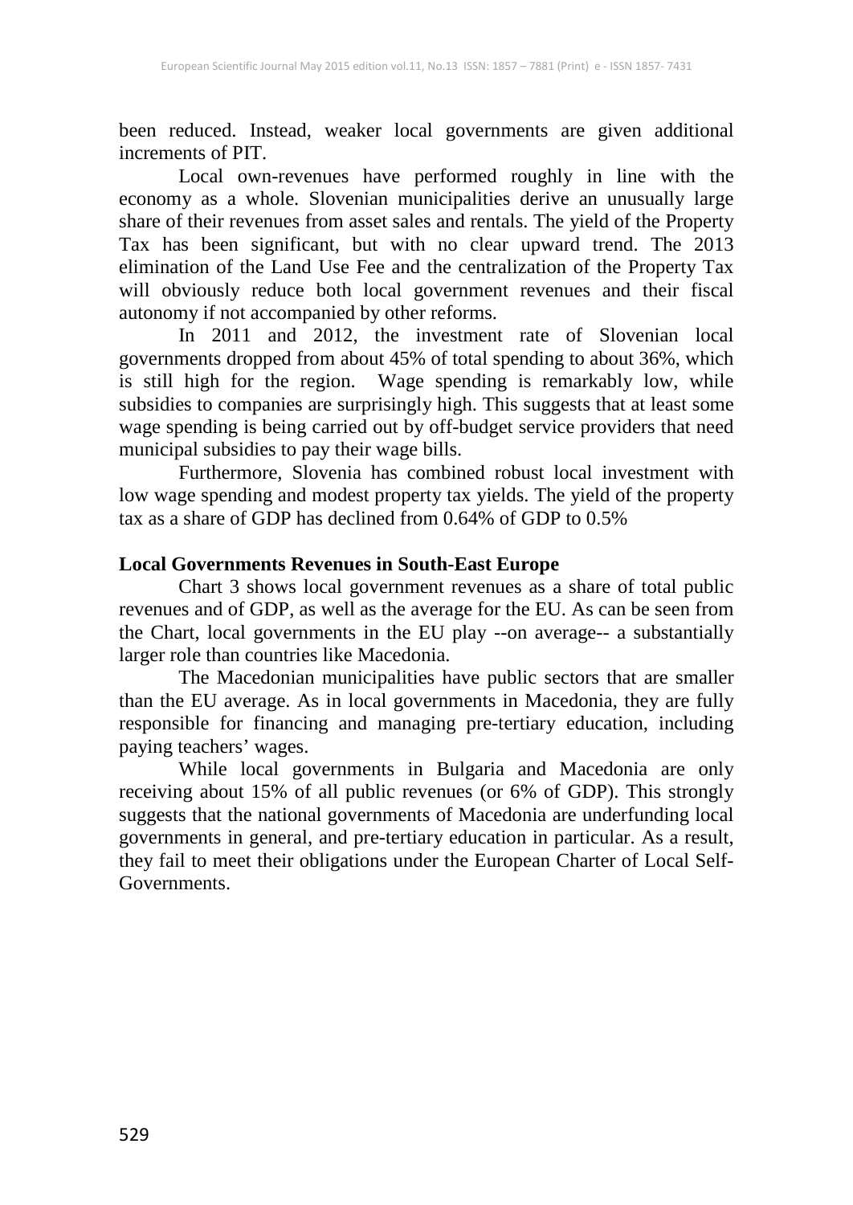been reduced. Instead, weaker local governments are given additional increments of PIT.

Local own-revenues have performed roughly in line with the economy as a whole. Slovenian municipalities derive an unusually large share of their revenues from asset sales and rentals. The yield of the Property Tax has been significant, but with no clear upward trend. The 2013 elimination of the Land Use Fee and the centralization of the Property Tax will obviously reduce both local government revenues and their fiscal autonomy if not accompanied by other reforms.

In 2011 and 2012, the investment rate of Slovenian local governments dropped from about 45% of total spending to about 36%, which is still high for the region. Wage spending is remarkably low, while subsidies to companies are surprisingly high. This suggests that at least some wage spending is being carried out by off-budget service providers that need municipal subsidies to pay their wage bills.

Furthermore, Slovenia has combined robust local investment with low wage spending and modest property tax yields. The yield of the property tax as a share of GDP has declined from 0.64% of GDP to 0.5%

**Local Governments Revenues in South-East Europe**

Chart 3 shows local government revenues as a share of total public revenues and of GDP, as well as the average for the EU. As can be seen from the Chart, local governments in the EU play --on average-- a substantially larger role than countries like Macedonia.

The Macedonian municipalities have public sectors that are smaller than the EU average. As in local governments in Macedonia, they are fully responsible for financing and managing pre-tertiary education, including paying teachers' wages.

While local governments in Bulgaria and Macedonia are only receiving about 15% of all public revenues (or 6% of GDP). This strongly suggests that the national governments of Macedonia are underfunding local governments in general, and pre-tertiary education in particular. As a result, they fail to meet their obligations under the European Charter of Local Self-Governments.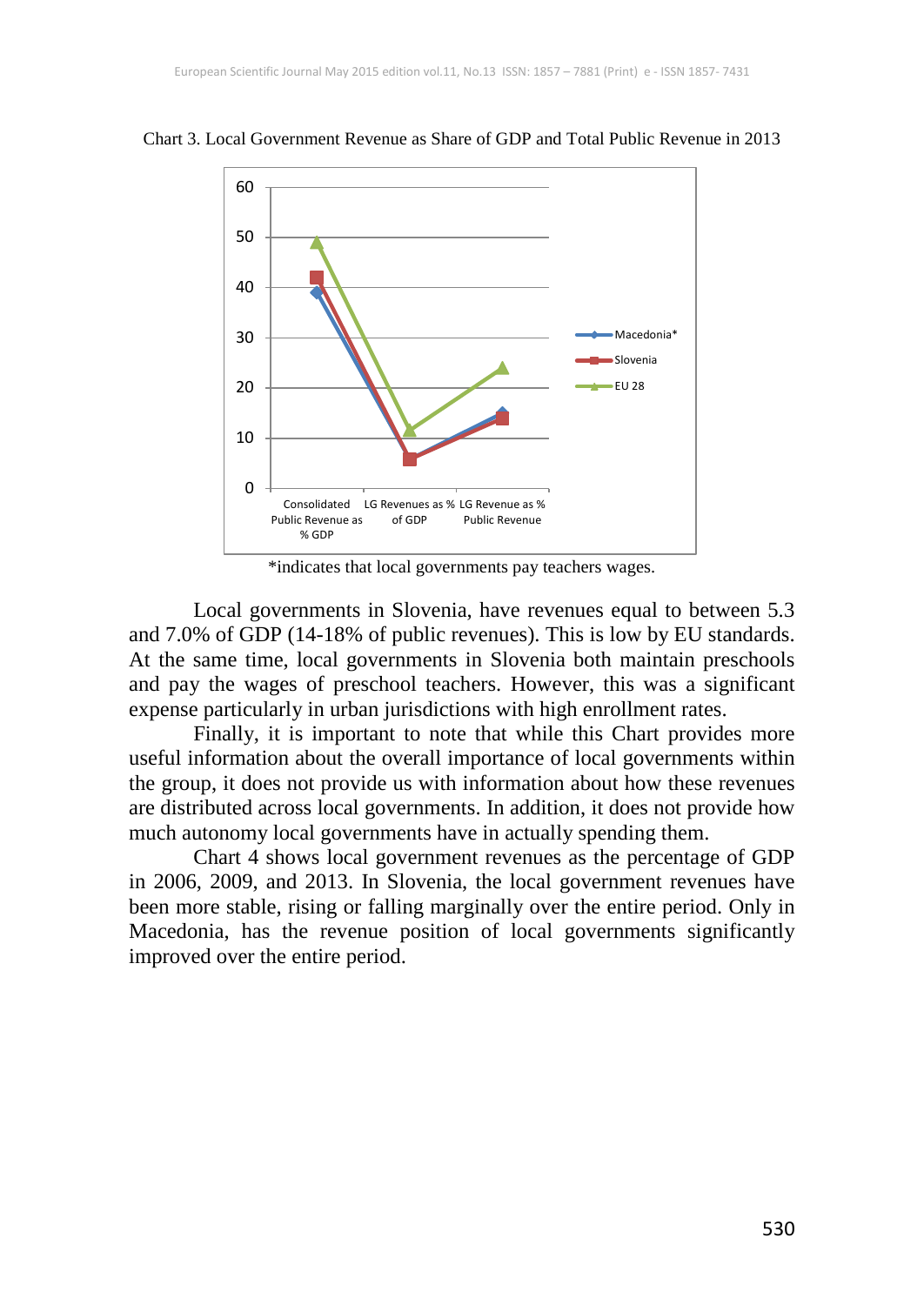Chart 3. Local Government Revenue as Share of GDP and Total Public Revenue in 2013

*indicates that local governments pay teachers wages.

Local governments in Slovenia, have revenues equal to between 5.3 and 7.0% of GDP (14-18% of public revenues). This is low by EU standards. At the same time, local governments in Slovenia both maintain preschools and pay the wages of preschool teachers. However, this was a significant expense particularly in urban jurisdictions with high enrollment rates.

Finally, it is important to note that while this Chart provides more useful information about the overall importance of local governments within the group, it does not provide us with information about how these revenues are distributed across local governments. In addition, it does not provide how much autonomy local governments have in actually spending them.

Chart 4 shows local government revenues as the percentage of GDP in 2006, 2009, and 2013. In Slovenia, the local government revenues have been more stable, rising or falling marginally over the entire period. Only in Macedonia, has the revenue position of local governments significantly improved over the entire period.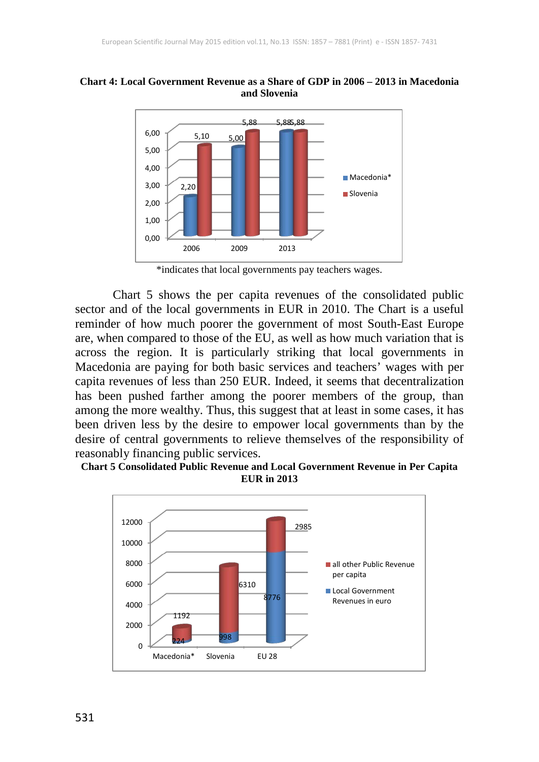**Chart 4: Local Government Revenue as a Share of GDP in 2006 – 2013 in Macedonia and Slovenia**

| | 2006 | 2009 | 2013 |
|---|---|---|---|
| Macedonia* | 2,20 | 5,00 | 5,88 |
| Slovenia | 5,10 | 5,88 | 5,88 |

*indicates that local governments pay teachers wages.

Chart 5 shows the per capita revenues of the consolidated public sector and of the local governments in EUR in 2010. The Chart is a useful reminder of how much poorer the government of most South-East Europe are, when compared to those of the EU, as well as how much variation that is across the region. It is particularly striking that local governments in Macedonia are paying for both basic services and teachers' wages with per capita revenues of less than 250 EUR. Indeed, it seems that decentralization has been pushed farther among the poorer members of the group, than among the more wealthy. Thus, this suggest that at least in some cases, it has been driven less by the desire to empower local governments than by the desire of central governments to relieve themselves of the responsibility of reasonably financing public services.

**Chart 5 Consolidated Public Revenue and Local Government Revenue in Per Capita EUR in 2013**

| | Macedonia* | Slovenia | EU 28 |
|---|---|---|---|
| all other Public Revenue per capita | 1192 | 6310 | 2985 |
| Local Government Revenues in euro | 224 | 998 | 8776 |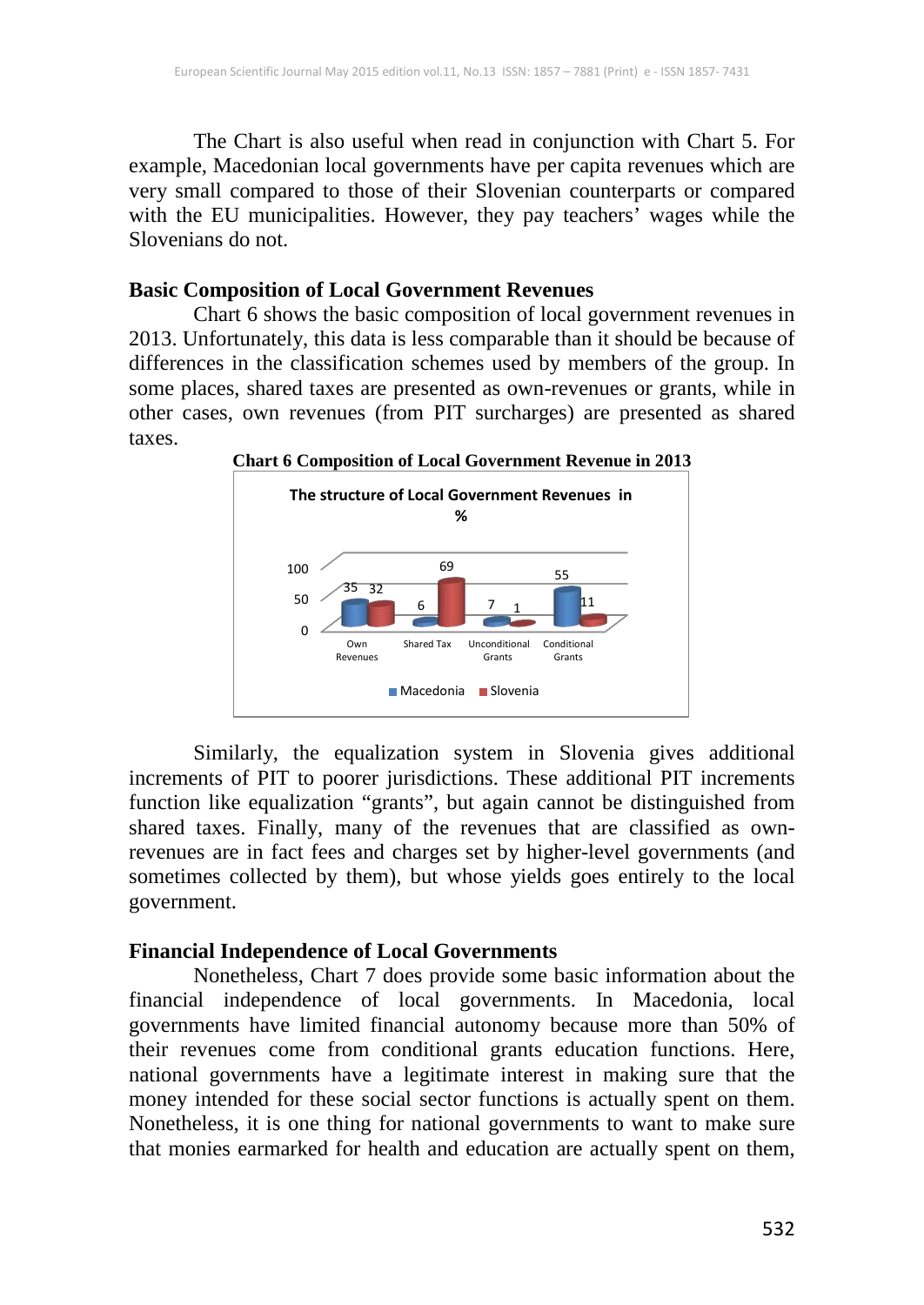The Chart is also useful when read in conjunction with Chart 5. For example, Macedonian local governments have per capita revenues which are very small compared to those of their Slovenian counterparts or compared with the EU municipalities. However, they pay teachers' wages while the Slovenians do not.

## Basic Composition of Local Government Revenues

Chart 6 shows the basic composition of local government revenues in 2013. Unfortunately, this data is less comparable than it should be because of differences in the classification schemes used by members of the group. In some places, shared taxes are presented as own-revenues or grants, while in other cases, own revenues (from PIT surcharges) are presented as shared taxes.

**Chart 6 Composition of Local Government Revenue in 2013**

**The structure of Local Government Revenues in %**

| | Own Revenues | Shared Tax | Unconditional Grants | Conditional Grants |
|---|---|---|---|---|
| Macedonia | 35 | 6 | 7 | 55 |
| Slovenia | 32 | 69 | 1 | 11 |

Similarly, the equalization system in Slovenia gives additional increments of PIT to poorer jurisdictions. These additional PIT increments function like equalization "grants", but again cannot be distinguished from shared taxes. Finally, many of the revenues that are classified as own-revenues are in fact fees and charges set by higher-level governments (and sometimes collected by them), but whose yields goes entirely to the local government.

## Financial Independence of Local Governments

Nonetheless, Chart 7 does provide some basic information about the financial independence of local governments. In Macedonia, local governments have limited financial autonomy because more than 50% of their revenues come from conditional grants education functions. Here, national governments have a legitimate interest in making sure that the money intended for these social sector functions is actually spent on them. Nonetheless, it is one thing for national governments to want to make sure that monies earmarked for health and education are actually spent on them,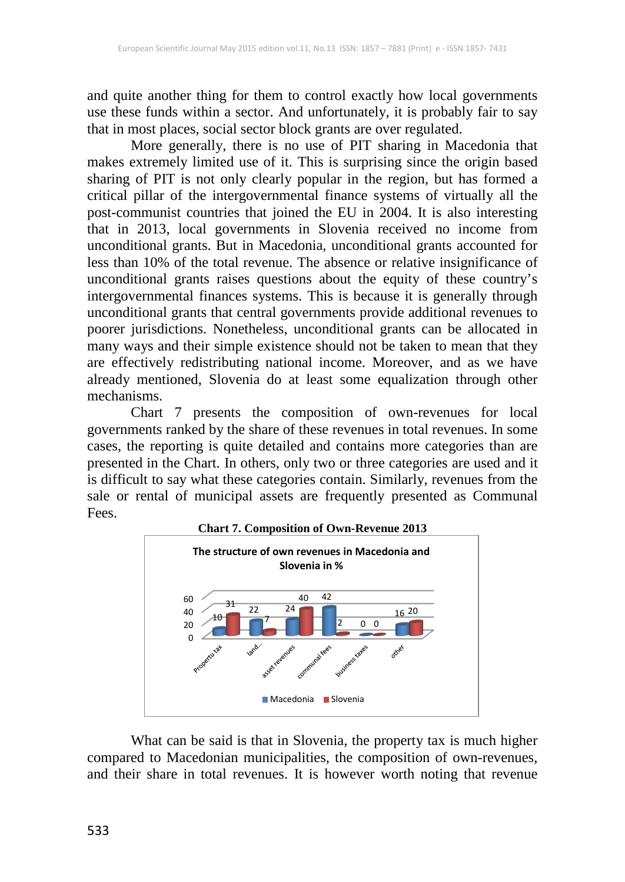and quite another thing for them to control exactly how local governments use these funds within a sector. And unfortunately, it is probably fair to say that in most places, social sector block grants are over regulated.

More generally, there is no use of PIT sharing in Macedonia that makes extremely limited use of it. This is surprising since the origin based sharing of PIT is not only clearly popular in the region, but has formed a critical pillar of the intergovernmental finance systems of virtually all the post-communist countries that joined the EU in 2004. It is also interesting that in 2013, local governments in Slovenia received no income from unconditional grants. But in Macedonia, unconditional grants accounted for less than 10% of the total revenue. The absence or relative insignificance of unconditional grants raises questions about the equity of these country's intergovernmental finances systems. This is because it is generally through unconditional grants that central governments provide additional revenues to poorer jurisdictions. Nonetheless, unconditional grants can be allocated in many ways and their simple existence should not be taken to mean that they are effectively redistributing national income. Moreover, and as we have already mentioned, Slovenia do at least some equalization through other mechanisms.

Chart 7 presents the composition of own-revenues for local governments ranked by the share of these revenues in total revenues. In some cases, the reporting is quite detailed and contains more categories than are presented in the Chart. In others, only two or three categories are used and it is difficult to say what these categories contain. Similarly, revenues from the sale or rental of municipal assets are frequently presented as Communal Fees.

**Chart 7. Composition of Own-Revenue 2013**

The structure of own revenues in Macedonia and Slovenia in %

| | Macedonia | Slovenia |
|---|---|---|
| Propertu tax | 10 | 31 |
| land... | 22 | 7 |
| asset revenues | 24 | 40 |
| communal fees | 42 | 2 |
| business taxes | 0 | 0 |
| other | 16 | 20 |

What can be said is that in Slovenia, the property tax is much higher compared to Macedonian municipalities, the composition of own-revenues, and their share in total revenues. It is however worth noting that revenue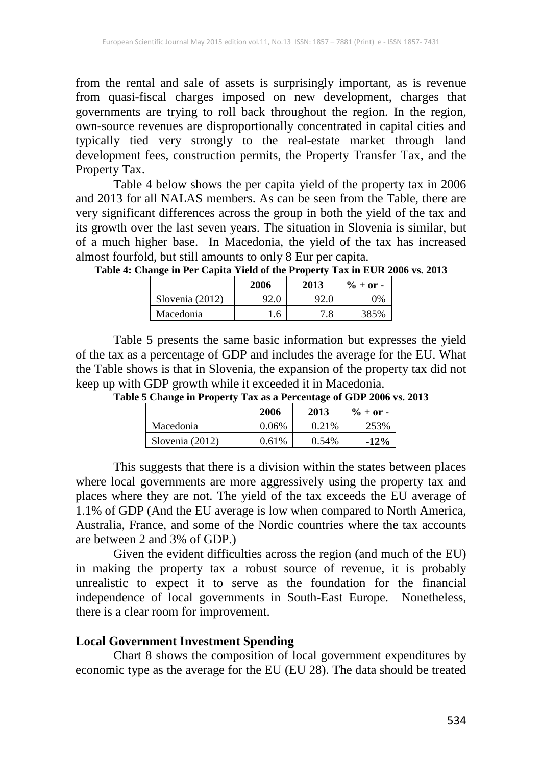from the rental and sale of assets is surprisingly important, as is revenue from quasi-fiscal charges imposed on new development, charges that governments are trying to roll back throughout the region. In the region, own-source revenues are disproportionally concentrated in capital cities and typically tied very strongly to the real-estate market through land development fees, construction permits, the Property Transfer Tax, and the Property Tax.

Table 4 below shows the per capita yield of the property tax in 2006 and 2013 for all NALAS members. As can be seen from the Table, there are very significant differences across the group in both the yield of the tax and its growth over the last seven years. The situation in Slovenia is similar, but of a much higher base. In Macedonia, the yield of the tax has increased almost fourfold, but still amounts to only 8 Eur per capita.

**Table 4: Change in Per Capita Yield of the Property Tax in EUR 2006 vs. 2013**

| | 2006 | 2013 | % + or - |
|---|---|---|---|
| Slovenia (2012) | 92.0 | 92.0 | 0% |
| Macedonia | 1.6 | 7.8 | 385% |

Table 5 presents the same basic information but expresses the yield of the tax as a percentage of GDP and includes the average for the EU. What the Table shows is that in Slovenia, the expansion of the property tax did not keep up with GDP growth while it exceeded it in Macedonia.

**Table 5 Change in Property Tax as a Percentage of GDP 2006 vs. 2013**

| | 2006 | 2013 | % + or - |
|---|---|---|---|
| Macedonia | 0.06% | 0.21% | 253% |
| Slovenia (2012) | 0.61% | 0.54% | **-12%** |

This suggests that there is a division within the states between places where local governments are more aggressively using the property tax and places where they are not. The yield of the tax exceeds the EU average of 1.1% of GDP (And the EU average is low when compared to North America, Australia, France, and some of the Nordic countries where the tax accounts are between 2 and 3% of GDP.)

Given the evident difficulties across the region (and much of the EU) in making the property tax a robust source of revenue, it is probably unrealistic to expect it to serve as the foundation for the financial independence of local governments in South-East Europe. Nonetheless, there is a clear room for improvement.

## Local Government Investment Spending

Chart 8 shows the composition of local government expenditures by economic type as the average for the EU (EU 28). The data should be treated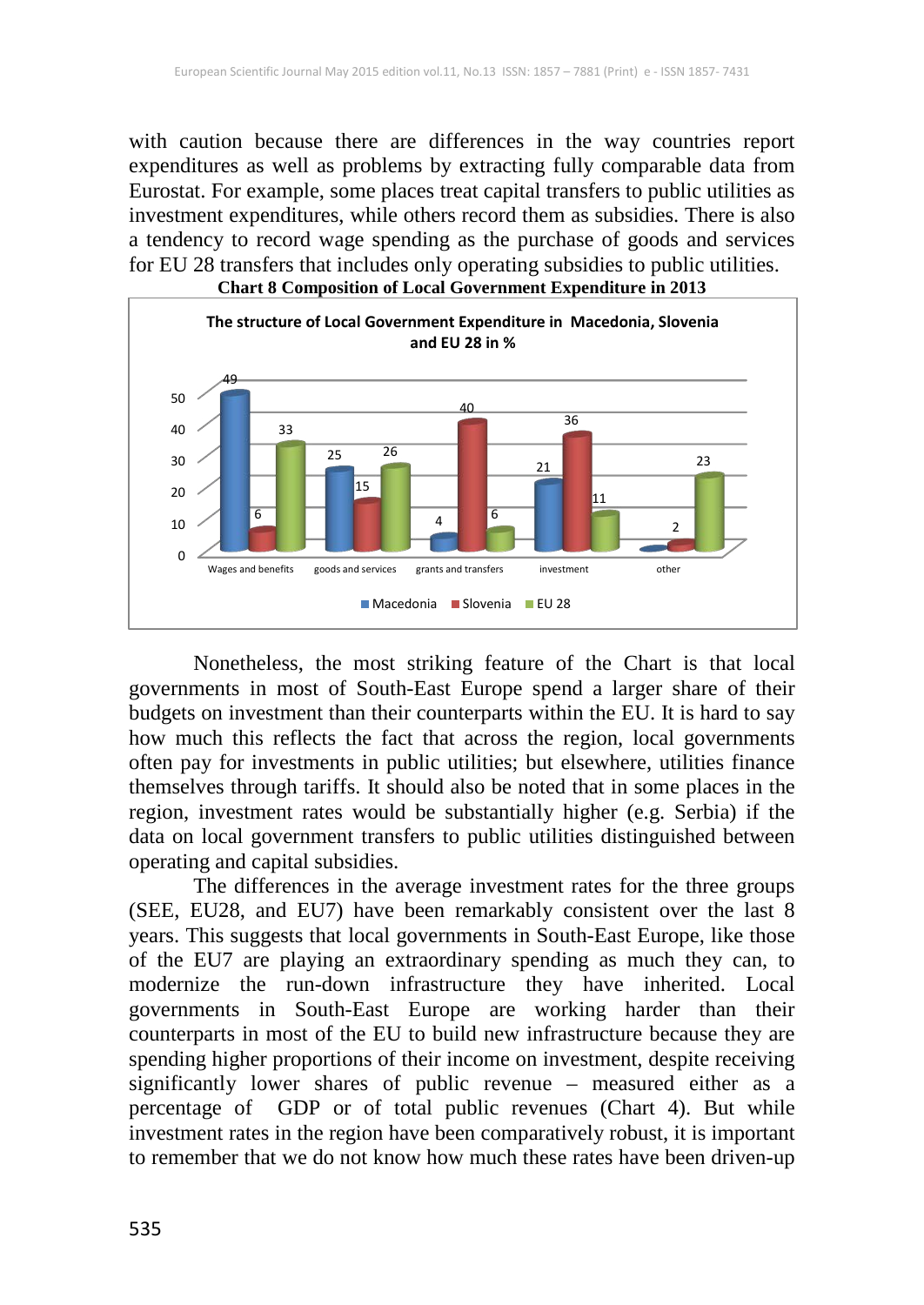with caution because there are differences in the way countries report expenditures as well as problems by extracting fully comparable data from Eurostat. For example, some places treat capital transfers to public utilities as investment expenditures, while others record them as subsidies. There is also a tendency to record wage spending as the purchase of goods and services for EU 28 transfers that includes only operating subsidies to public utilities.

**Chart 8 Composition of Local Government Expenditure in 2013**

**The structure of Local Government Expenditure in Macedonia, Slovenia and EU 28 in %**

| | Wages and benefits | goods and services | grants and transfers | investment | other |
|---|---|---|---|---|---|
| Macedonia | 49 | 25 | 4 | 21 | |
| Slovenia | 6 | 15 | 40 | 36 | 2 |
| EU 28 | 33 | 26 | 6 | 11 | 23 |

Nonetheless, the most striking feature of the Chart is that local governments in most of South-East Europe spend a larger share of their budgets on investment than their counterparts within the EU. It is hard to say how much this reflects the fact that across the region, local governments often pay for investments in public utilities; but elsewhere, utilities finance themselves through tariffs. It should also be noted that in some places in the region, investment rates would be substantially higher (e.g. Serbia) if the data on local government transfers to public utilities distinguished between operating and capital subsidies.

The differences in the average investment rates for the three groups (SEE, EU28, and EU7) have been remarkably consistent over the last 8 years. This suggests that local governments in South-East Europe, like those of the EU7 are playing an extraordinary spending as much they can, to modernize the run-down infrastructure they have inherited. Local governments in South-East Europe are working harder than their counterparts in most of the EU to build new infrastructure because they are spending higher proportions of their income on investment, despite receiving significantly lower shares of public revenue – measured either as a percentage of GDP or of total public revenues (Chart 4). But while investment rates in the region have been comparatively robust, it is important to remember that we do not know how much these rates have been driven-up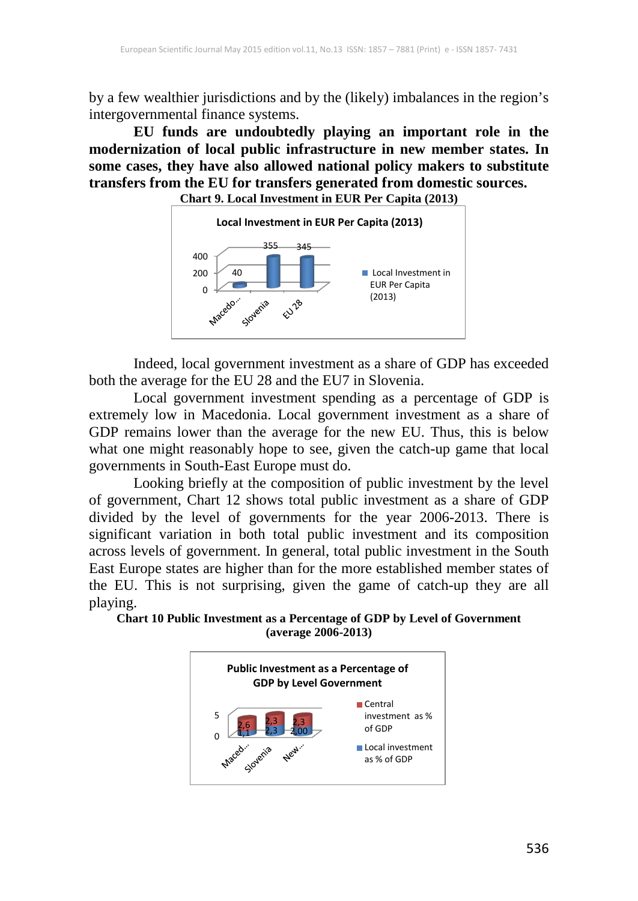by a few wealthier jurisdictions and by the (likely) imbalances in the region's intergovernmental finance systems.

**EU funds are undoubtedly playing an important role in the modernization of local public infrastructure in new member states. In some cases, they have also allowed national policy makers to substitute transfers from the EU for transfers generated from domestic sources.**

**Chart 9. Local Investment in EUR Per Capita (2013)**

Indeed, local government investment as a share of GDP has exceeded both the average for the EU 28 and the EU7 in Slovenia.

Local government investment spending as a percentage of GDP is extremely low in Macedonia. Local government investment as a share of GDP remains lower than the average for the new EU. Thus, this is below what one might reasonably hope to see, given the catch-up game that local governments in South-East Europe must do.

Looking briefly at the composition of public investment by the level of government, Chart 12 shows total public investment as a share of GDP divided by the level of governments for the year 2006-2013. There is significant variation in both total public investment and its composition across levels of government. In general, total public investment in the South East Europe states are higher than for the more established member states of the EU. This is not surprising, given the game of catch-up they are all playing.

**Chart 10 Public Investment as a Percentage of GDP by Level of Government (average 2006-2013)**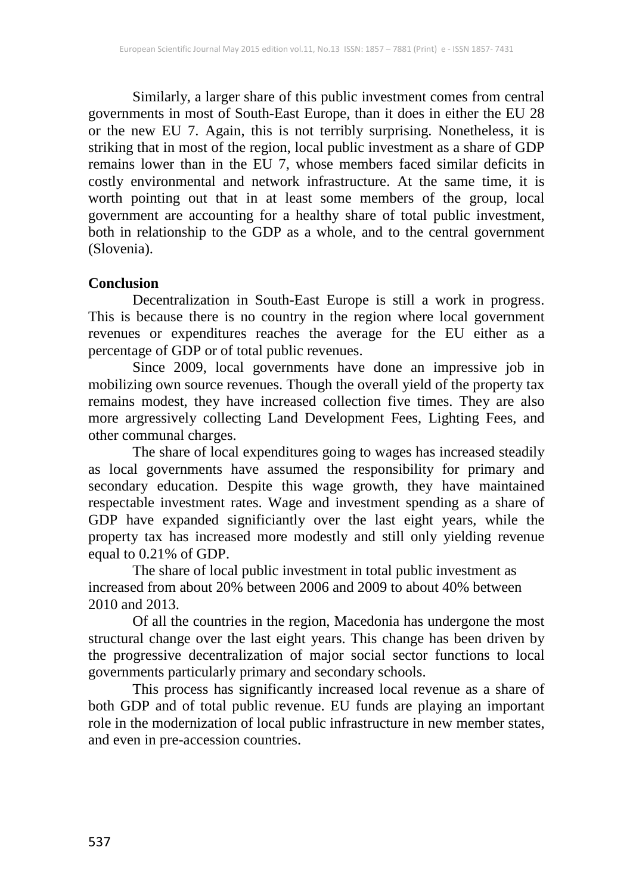Similarly, a larger share of this public investment comes from central governments in most of South-East Europe, than it does in either the EU 28 or the new EU 7. Again, this is not terribly surprising. Nonetheless, it is striking that in most of the region, local public investment as a share of GDP remains lower than in the EU 7, whose members faced similar deficits in costly environmental and network infrastructure. At the same time, it is worth pointing out that in at least some members of the group, local government are accounting for a healthy share of total public investment, both in relationship to the GDP as a whole, and to the central government (Slovenia).

**Conclusion**

Decentralization in South-East Europe is still a work in progress. This is because there is no country in the region where local government revenues or expenditures reaches the average for the EU either as a percentage of GDP or of total public revenues.

Since 2009, local governments have done an impressive job in mobilizing own source revenues. Though the overall yield of the property tax remains modest, they have increased collection five times. They are also more argressively collecting Land Development Fees, Lighting Fees, and other communal charges.

The share of local expenditures going to wages has increased steadily as local governments have assumed the responsibility for primary and secondary education. Despite this wage growth, they have maintained respectable investment rates. Wage and investment spending as a share of GDP have expanded significiantly over the last eight years, while the property tax has increased more modestly and still only yielding revenue equal to 0.21% of GDP.

The share of local public investment in total public investment as increased from about 20% between 2006 and 2009 to about 40% between 2010 and 2013.

Of all the countries in the region, Macedonia has undergone the most structural change over the last eight years. This change has been driven by the progressive decentralization of major social sector functions to local governments particularly primary and secondary schools.

This process has significantly increased local revenue as a share of both GDP and of total public revenue. EU funds are playing an important role in the modernization of local public infrastructure in new member states, and even in pre-accession countries.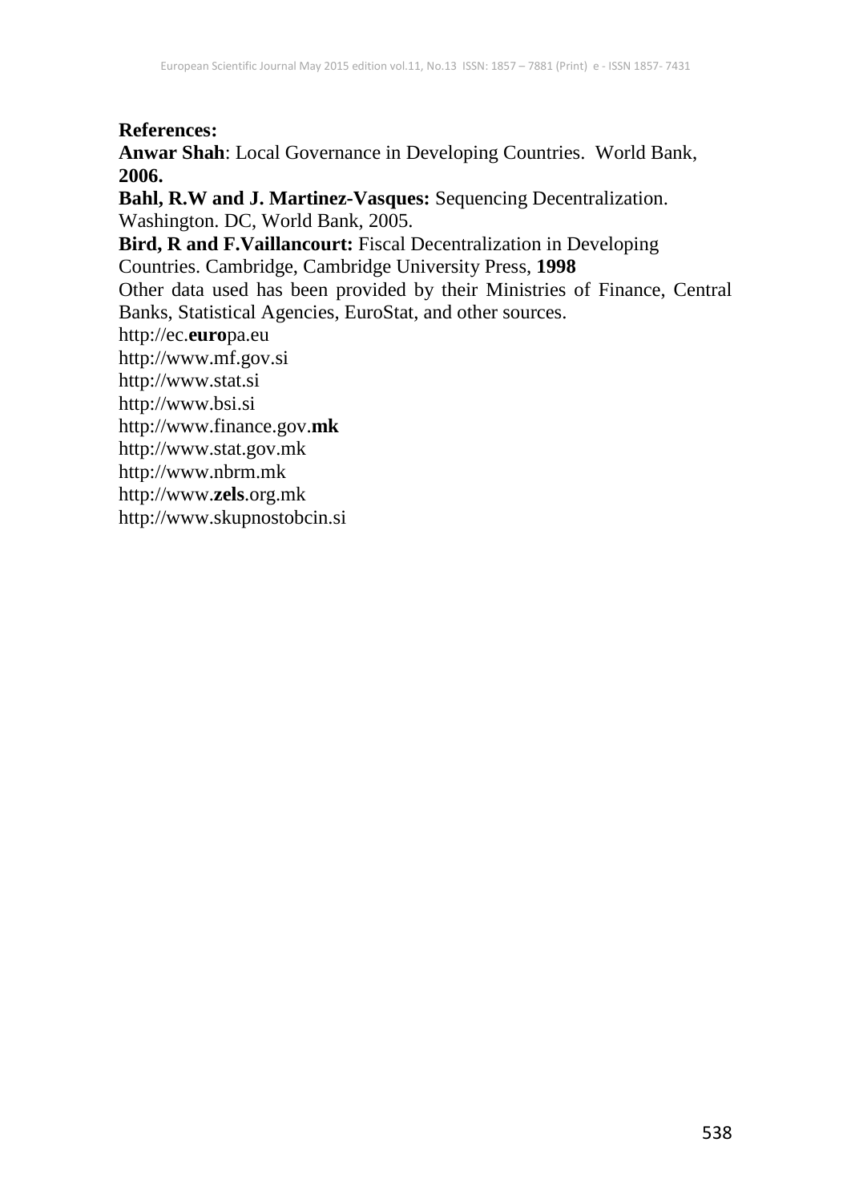**References:**

**Anwar Shah**: Local Governance in Developing Countries. World Bank, **2006.**

**Bahl, R.W and J. Martinez-Vasques:** Sequencing Decentralization. Washington. DC, World Bank, 2005.

**Bird, R and F.Vaillancourt:** Fiscal Decentralization in Developing Countries. Cambridge, Cambridge University Press, **1998**

Other data used has been provided by their Ministries of Finance, Central Banks, Statistical Agencies, EuroStat, and other sources.

http://ec.**euro**pa.eu
http://www.mf.gov.si
http://www.stat.si
http://www.bsi.si
http://www.finance.gov.**mk**
http://www.stat.gov.mk
http://www.nbrm.mk
http://www.**zels**.org.mk
http://www.skupnostobcin.si